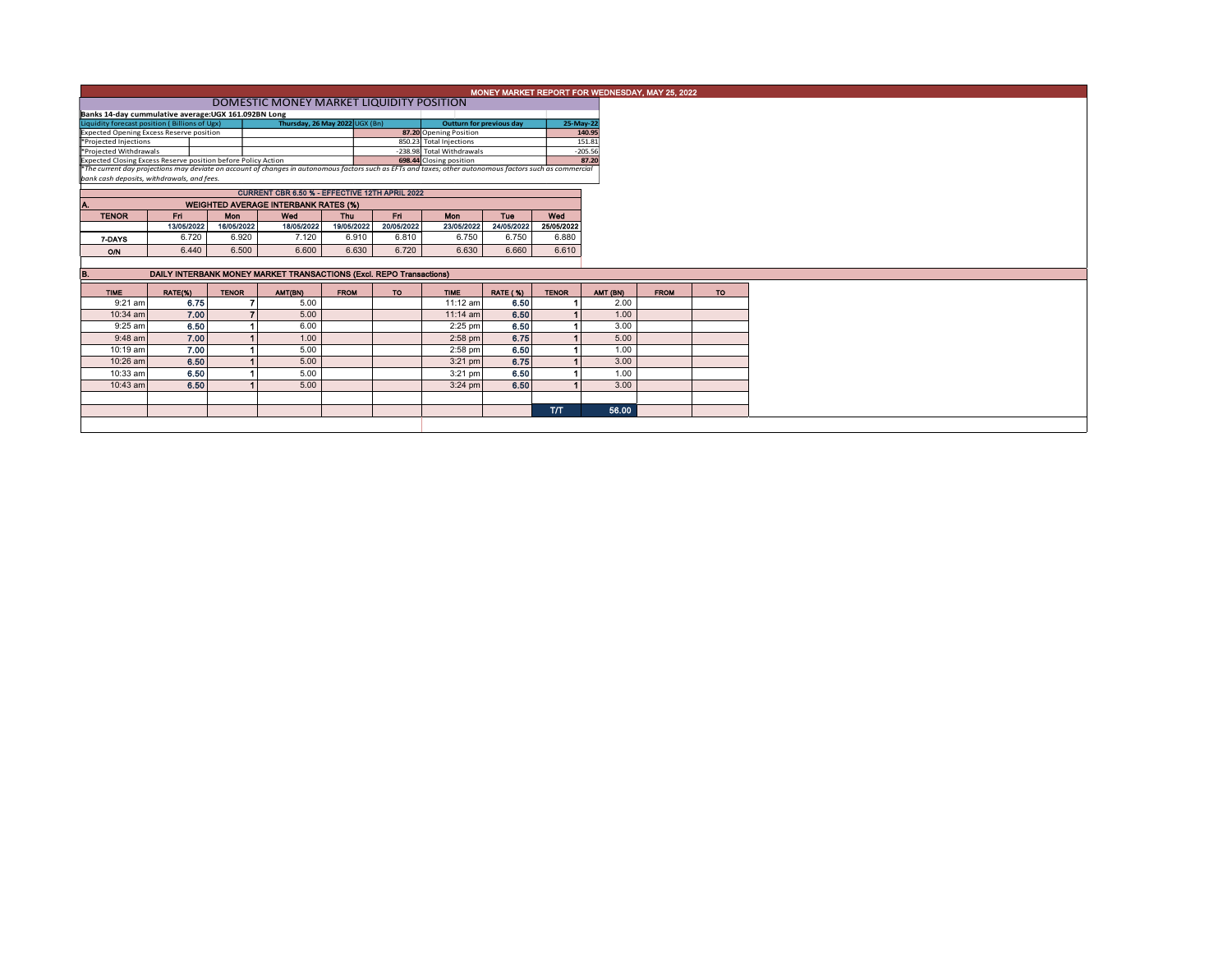# MONEY MARKET REPORT FOR WEDNESDAY, MAY 25, 2022

## DOMESTIC MONEY MARKET LIQUIDITY POSITION

**Banks 14-day cummulative average:UGX 161.092BN Long**

| Liquidity forecast position ( Billions of Ugx) | Thursday, 26 May 2022 UGX (Bn) | Outturn for previous day | 25-May-22 |
|---|---|---|---|
| Expected Opening Excess Reserve position | 87.20 | Opening Position | 140.95 |
| *Projected Injections | 850.23 | Total Injections | 151.81 |
| *Projected Withdrawals | -238.98 | Total Withdrawals | -205.56 |
| Expected Closing Excess Reserve position before Policy Action | 698.44 | Closing position | 87.20 |

*The current day projections may deviate on account of changes in autonomous factors such as EFTs and taxes; other autonomous factors such as commercial bank cash deposits, withdrawals, and fees.

**CURRENT CBR 6.50 % - EFFECTIVE 12TH APRIL 2022**

### A. WEIGHTED AVERAGE INTERBANK RATES (%)

| TENOR | Fri | Mon | Wed | Thu | Fri | Mon | Tue | Wed |
|---|---|---|---|---|---|---|---|---|
| | 13/05/2022 | 16/05/2022 | 18/05/2022 | 19/05/2022 | 20/05/2022 | 23/05/2022 | 24/05/2022 | 25/05/2022 |
| 7-DAYS | 6.720 | 6.920 | 7.120 | 6.910 | 6.810 | 6.750 | 6.750 | 6.880 |
| O/N | 6.440 | 6.500 | 6.600 | 6.630 | 6.720 | 6.630 | 6.660 | 6.610 |

### B. DAILY INTERBANK MONEY MARKET TRANSACTIONS (Excl. REPO Transactions)

| TIME | RATE(%) | TENOR | AMT(BN) | FROM | TO | TIME | RATE ( %) | TENOR | AMT (BN) | FROM | TO |
|---|---|---|---|---|---|---|---|---|---|---|---|
| 9:21 am | 6.75 | 7 | 5.00 | | | 11:12 am | 6.50 | 1 | 2.00 | | |
| 10:34 am | 7.00 | 7 | 5.00 | | | 11:14 am | 6.50 | 1 | 1.00 | | |
| 9:25 am | 6.50 | 1 | 6.00 | | | 2:25 pm | 6.50 | 1 | 3.00 | | |
| 9:48 am | 7.00 | 1 | 1.00 | | | 2:58 pm | 6.75 | 1 | 5.00 | | |
| 10:19 am | 7.00 | 1 | 5.00 | | | 2:58 pm | 6.50 | 1 | 1.00 | | |
| 10:26 am | 6.50 | 1 | 5.00 | | | 3:21 pm | 6.75 | 1 | 3.00 | | |
| 10:33 am | 6.50 | 1 | 5.00 | | | 3:21 pm | 6.50 | 1 | 1.00 | | |
| 10:43 am | 6.50 | 1 | 5.00 | | | 3:24 pm | 6.50 | 1 | 3.00 | | |
| | | | | | | | | T/T | 56.00 | | |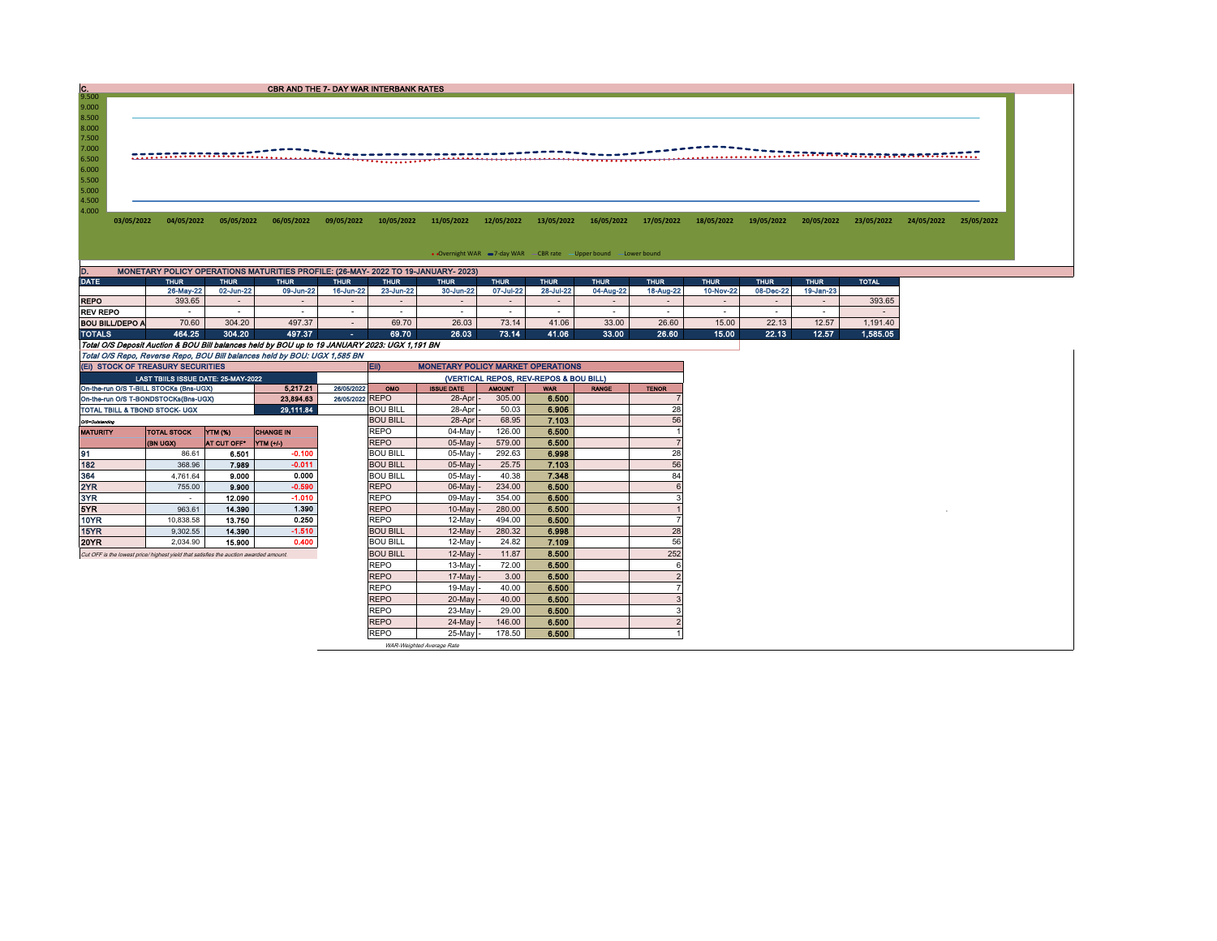## C. CBR AND THE 7- DAY WAR INTERBANK RATES

9.500
9.000
8.500
8.000
7.500
7.000
6.500
6.000
5.500
5.000
4.500
4.000

03/05/2022 04/05/2022 05/05/2022 06/05/2022 09/05/2022 10/05/2022 11/05/2022 12/05/2022 13/05/2022 16/05/2022 17/05/2022 18/05/2022 19/05/2022 20/05/2022 23/05/2022 24/05/2022 25/05/2022

Overnight WAR | 7-day WAR | CBR rate | Upper bound | Lower bound

## D. MONETARY POLICY OPERATIONS MATURITIES PROFILE: (26-MAY- 2022 TO 19-JANUARY- 2023)

| DATE | THUR | THUR | THUR | THUR | THUR | THUR | THUR | THUR | THUR | THUR | THUR | THUR | THUR | TOTAL |
|---|---|---|---|---|---|---|---|---|---|---|---|---|---|---|
| | 26-May-22 | 02-Jun-22 | 09-Jun-22 | 16-Jun-22 | 23-Jun-22 | 30-Jun-22 | 07-Jul-22 | 28-Jul-22 | 04-Aug-22 | 18-Aug-22 | 10-Nov-22 | 08-Dec-22 | 19-Jan-23 | |
| REPO | 393.65 | - | - | - | - | - | - | - | - | - | - | - | - | 393.65 |
| REV REPO | - | - | - | - | - | - | - | - | - | - | - | - | - | - |
| BOU BILL/DEPO A | 70.60 | 304.20 | 497.37 | - | 69.70 | 26.03 | 73.14 | 41.06 | 33.00 | 26.60 | 15.00 | 22.13 | 12.57 | 1,191.40 |
| TOTALS | 464.25 | 304.20 | 497.37 | - | 69.70 | 26.03 | 73.14 | 41.06 | 33.00 | 26.60 | 15.00 | 22.13 | 12.57 | 1,585.05 |

*Total O/S Deposit Auction & BOU Bill balances held by BOU up to 19 JANUARY 2023: UGX 1,191 BN*

*Total O/S Repo, Reverse Repo, BOU Bill balances held by BOU: UGX 1,585 BN*

## (EI) STOCK OF TREASURY SECURITIES

| LAST TBIILS ISSUE DATE: 25-MAY-2022 | | |
|---|---|---|
| On-the-run O/S T-BILL STOCKs (Bns-UGX) | 5,217.21 | 26/05/2022 |
| On-the-run O/S T-BONDSTOCKs(Bns-UGX) | 23,894.63 | 26/05/2022 |
| TOTAL TBILL & TBOND STOCK- UGX | 29,111.84 | |

O/S=Outstanding

| MATURITY | TOTAL STOCK (BN UGX) | YTM (%) AT CUT OFF* | CHANGE IN YTM (+/-) |
|---|---|---|---|
| 91 | 86.61 | 6.501 | -0.100 |
| 182 | 368.96 | 7.989 | -0.011 |
| 364 | 4,761.64 | 9.000 | 0.000 |
| 2YR | 755.00 | 9.900 | -0.590 |
| 3YR | - | 12.090 | -1.010 |
| 5YR | 963.61 | 14.390 | 1.390 |
| 10YR | 10,838.58 | 13.750 | 0.250 |
| 15YR | 9,302.55 | 14.390 | -1.510 |
| 20YR | 2,034.90 | 15.900 | 0.400 |

*Cut OFF is the lowest price/ highest yield that satisfies the auction awarded amount.*

## EII) MONETARY POLICY MARKET OPERATIONS

(VERTICAL REPOS, REV-REPOS & BOU BILL)

| OMO | ISSUE DATE | AMOUNT | WAR | RANGE | TENOR |
|---|---|---|---|---|---|
| REPO | 28-Apr | 305.00 | 6.500 | | 7 |
| BOU BILL | 28-Apr | 50.03 | 6.906 | | 28 |
| BOU BILL | 28-Apr | 68.95 | 7.103 | | 56 |
| REPO | 04-May | 126.00 | 6.500 | | 1 |
| REPO | 05-May | 579.00 | 6.500 | | 7 |
| BOU BILL | 05-May | 292.63 | 6.998 | | 28 |
| BOU BILL | 05-May | 25.75 | 7.103 | | 56 |
| BOU BILL | 05-May | 40.38 | 7.348 | | 84 |
| REPO | 06-May | 234.00 | 6.500 | | 6 |
| REPO | 09-May | 354.00 | 6.500 | | 3 |
| REPO | 10-May | 280.00 | 6.500 | | 1 |
| REPO | 12-May | 494.00 | 6.500 | | 7 |
| BOU BILL | 12-May | 280.32 | 6.998 | | 28 |
| BOU BILL | 12-May | 24.82 | 7.109 | | 56 |
| BOU BILL | 12-May | 11.87 | 8.500 | | 252 |
| REPO | 13-May | 72.00 | 6.500 | | 6 |
| REPO | 17-May | 3.00 | 6.500 | | 2 |
| REPO | 19-May | 40.00 | 6.500 | | 7 |
| REPO | 20-May | 40.00 | 6.500 | | 3 |
| REPO | 23-May | 29.00 | 6.500 | | 3 |
| REPO | 24-May | 146.00 | 6.500 | | 2 |
| REPO | 25-May | 178.50 | 6.500 | | 1 |

*WAR-Weighted Average Rate*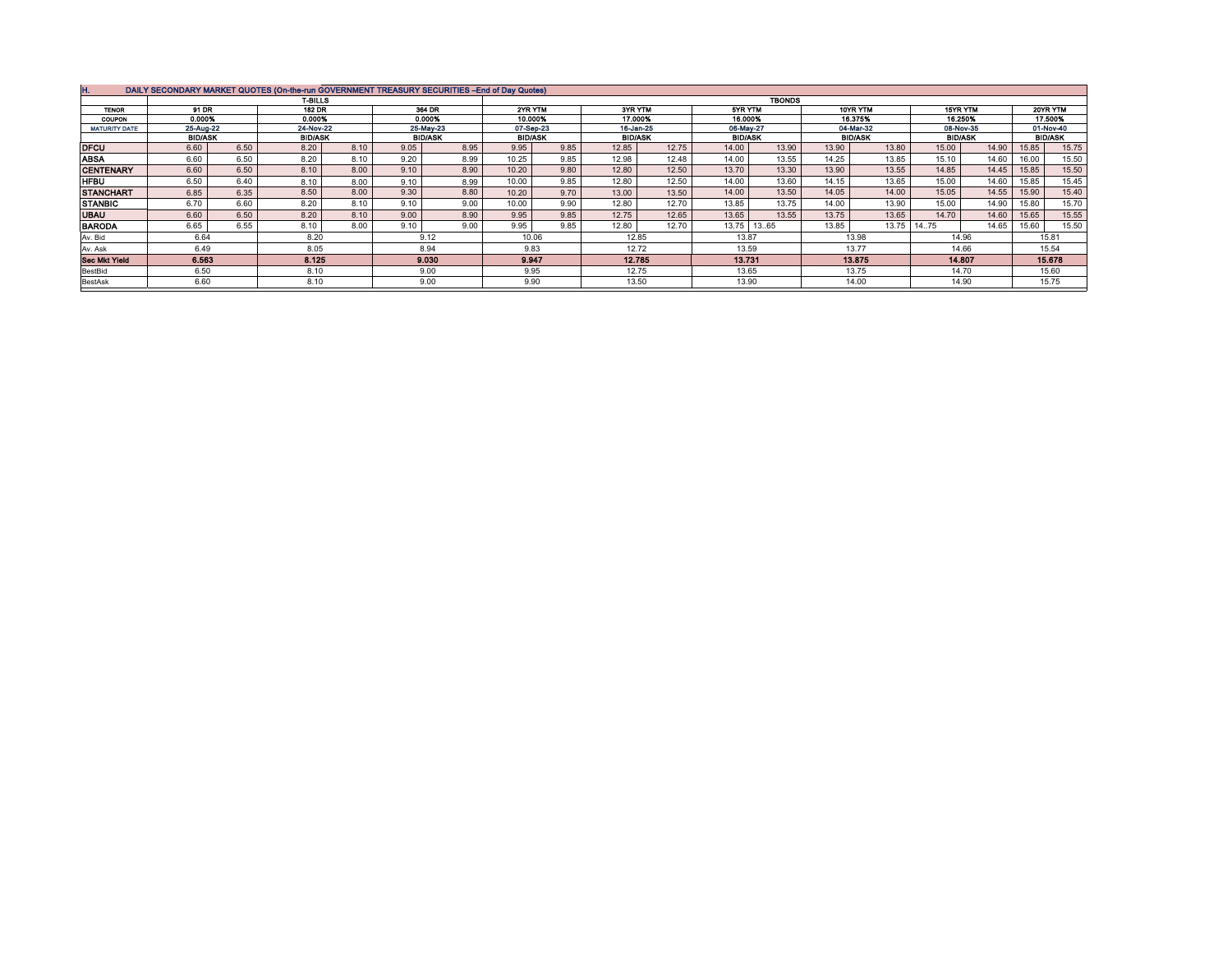| H. | DAILY SECONDARY MARKET QUOTES (On-the-run GOVERNMENT TREASURY SECURITIES –End of Day Quotes) | | | | | | | | | | | | | | | | | |
|---|---|---|---|---|---|---|---|---|---|---|---|---|---|---|---|---|---|---|
| | T-BILLS | | | | | | TBONDS | | | | | | | | | | | |
| TENOR | 91 DR | | 182 DR | | 364 DR | | 2YR YTM | | 3YR YTM | | 5YR YTM | | 10YR YTM | | 15YR YTM | | 20YR YTM | |
| COUPON | 0.000% | | 0.000% | | 0.000% | | 10.000% | | 17.000% | | 16.000% | | 16.375% | | 16.250% | | 17.500% | |
| MATURITY DATE | 25-Aug-22 | | 24-Nov-22 | | 25-May-23 | | 07-Sep-23 | | 16-Jan-25 | | 06-May-27 | | 04-Mar-32 | | 08-Nov-35 | | 01-Nov-40 | |
| | BID/ASK | | BID/ASK | | BID/ASK | | BID/ASK | | BID/ASK | | BID/ASK | | BID/ASK | | BID/ASK | | BID/ASK | |
| DFCU | 6.60 | 6.50 | 8.20 | 8.10 | 9.05 | 8.95 | 9.95 | 9.85 | 12.85 | 12.75 | 14.00 | 13.90 | 13.90 | 13.80 | 15.00 | 14.90 | 15.85 | 15.75 |
| ABSA | 6.60 | 6.50 | 8.20 | 8.10 | 9.20 | 8.99 | 10.25 | 9.85 | 12.98 | 12.48 | 14.00 | 13.55 | 14.25 | 13.85 | 15.10 | 14.60 | 16.00 | 15.50 |
| CENTENARY | 6.60 | 6.50 | 8.10 | 8.00 | 9.10 | 8.90 | 10.20 | 9.80 | 12.80 | 12.50 | 13.70 | 13.30 | 13.90 | 13.55 | 14.85 | 14.45 | 15.85 | 15.50 |
| HFBU | 6.50 | 6.40 | 8.10 | 8.00 | 9.10 | 8.99 | 10.00 | 9.85 | 12.80 | 12.50 | 14.00 | 13.60 | 14.15 | 13.65 | 15.00 | 14.60 | 15.85 | 15.45 |
| STANCHART | 6.85 | 6.35 | 8.50 | 8.00 | 9.30 | 8.80 | 10.20 | 9.70 | 13.00 | 13.50 | 14.00 | 13.50 | 14.05 | 14.00 | 15.05 | 14.55 | 15.90 | 15.40 |
| STANBIC | 6.70 | 6.60 | 8.20 | 8.10 | 9.10 | 9.00 | 10.00 | 9.90 | 12.80 | 12.70 | 13.85 | 13.75 | 14.00 | 13.90 | 15.00 | 14.90 | 15.80 | 15.70 |
| UBAU | 6.60 | 6.50 | 8.20 | 8.10 | 9.00 | 8.90 | 9.95 | 9.85 | 12.75 | 12.65 | 13.65 | 13.55 | 13.75 | 13.65 | 14.70 | 14.60 | 15.65 | 15.55 |
| BARODA | 6.65 | 6.55 | 8.10 | 8.00 | 9.10 | 9.00 | 9.95 | 9.85 | 12.80 | 12.70 | 13.75 | 13..65 | 13.85 | 13.75 | 14..75 | 14.65 | 15.60 | 15.50 |
| Av. Bid | 6.64 | | 8.20 | | 9.12 | | 10.06 | | 12.85 | | 13.87 | | 13.98 | | 14.96 | | 15.81 | |
| Av. Ask | 6.49 | | 8.05 | | 8.94 | | 9.83 | | 12.72 | | 13.59 | | 13.77 | | 14.66 | | 15.54 | |
| **Sec Mkt Yield** | **6.563** | | **8.125** | | **9.030** | | **9.947** | | **12.785** | | **13.731** | | **13.875** | | **14.807** | | **15.678** | |
| BestBid | 6.50 | | 8.10 | | 9.00 | | 9.95 | | 12.75 | | 13.65 | | 13.75 | | 14.70 | | 15.60 | |
| BestAsk | 6.60 | | 8.10 | | 9.00 | | 9.90 | | 13.50 | | 13.90 | | 14.00 | | 14.90 | | 15.75 | |